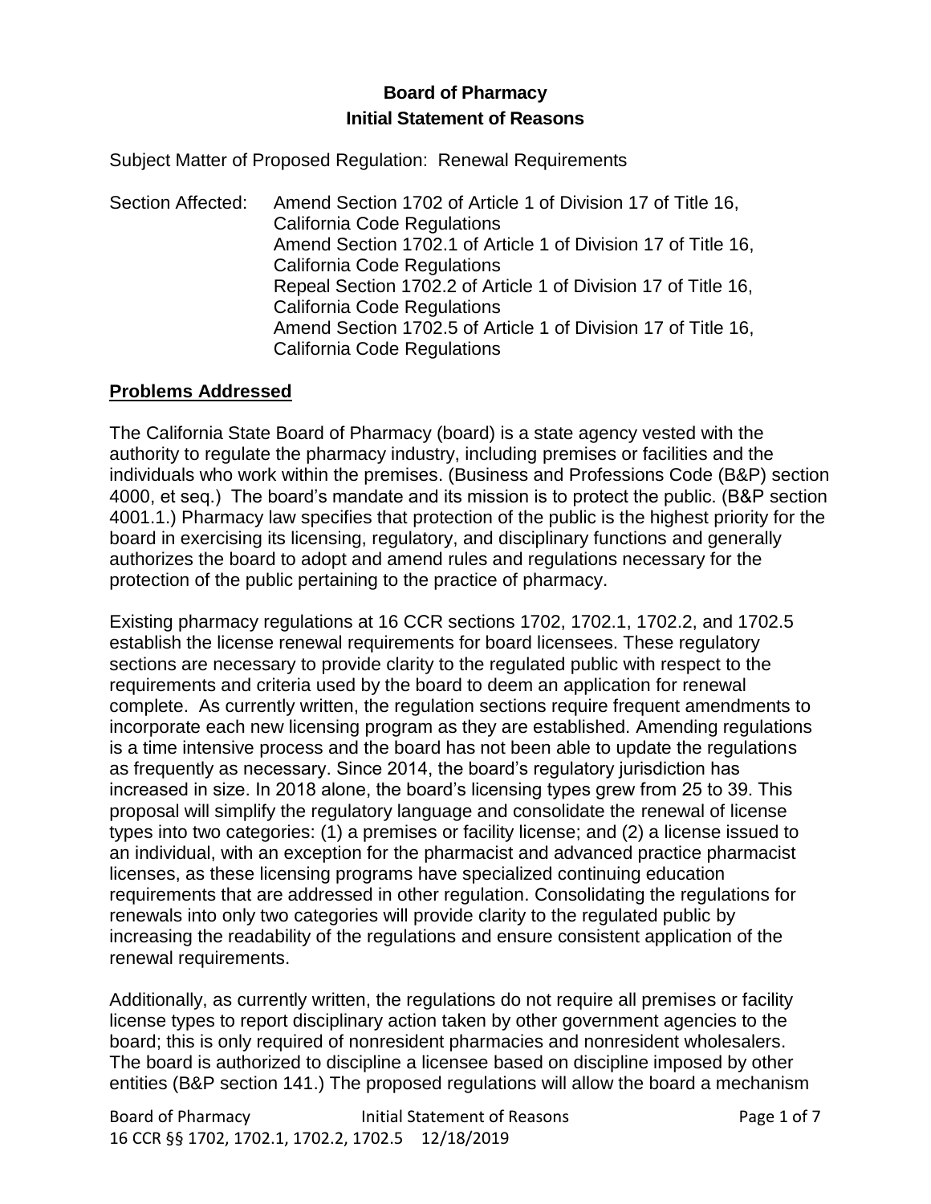**Board of Pharmacy**

**Initial Statement of Reasons**

Subject Matter of Proposed Regulation: Renewal Requirements

Section Affected: Amend Section 1702 of Article 1 of Division 17 of Title 16, California Code Regulations
Amend Section 1702.1 of Article 1 of Division 17 of Title 16, California Code Regulations
Repeal Section 1702.2 of Article 1 of Division 17 of Title 16, California Code Regulations
Amend Section 1702.5 of Article 1 of Division 17 of Title 16, California Code Regulations

## Problems Addressed

The California State Board of Pharmacy (board) is a state agency vested with the authority to regulate the pharmacy industry, including premises or facilities and the individuals who work within the premises. (Business and Professions Code (B&P) section 4000, et seq.) The board's mandate and its mission is to protect the public. (B&P section 4001.1.) Pharmacy law specifies that protection of the public is the highest priority for the board in exercising its licensing, regulatory, and disciplinary functions and generally authorizes the board to adopt and amend rules and regulations necessary for the protection of the public pertaining to the practice of pharmacy.

Existing pharmacy regulations at 16 CCR sections 1702, 1702.1, 1702.2, and 1702.5 establish the license renewal requirements for board licensees. These regulatory sections are necessary to provide clarity to the regulated public with respect to the requirements and criteria used by the board to deem an application for renewal complete. As currently written, the regulation sections require frequent amendments to incorporate each new licensing program as they are established. Amending regulations is a time intensive process and the board has not been able to update the regulations as frequently as necessary. Since 2014, the board's regulatory jurisdiction has increased in size. In 2018 alone, the board's licensing types grew from 25 to 39. This proposal will simplify the regulatory language and consolidate the renewal of license types into two categories: (1) a premises or facility license; and (2) a license issued to an individual, with an exception for the pharmacist and advanced practice pharmacist licenses, as these licensing programs have specialized continuing education requirements that are addressed in other regulation. Consolidating the regulations for renewals into only two categories will provide clarity to the regulated public by increasing the readability of the regulations and ensure consistent application of the renewal requirements.

Additionally, as currently written, the regulations do not require all premises or facility license types to report disciplinary action taken by other government agencies to the board; this is only required of nonresident pharmacies and nonresident wholesalers. The board is authorized to discipline a licensee based on discipline imposed by other entities (B&P section 141.) The proposed regulations will allow the board a mechanism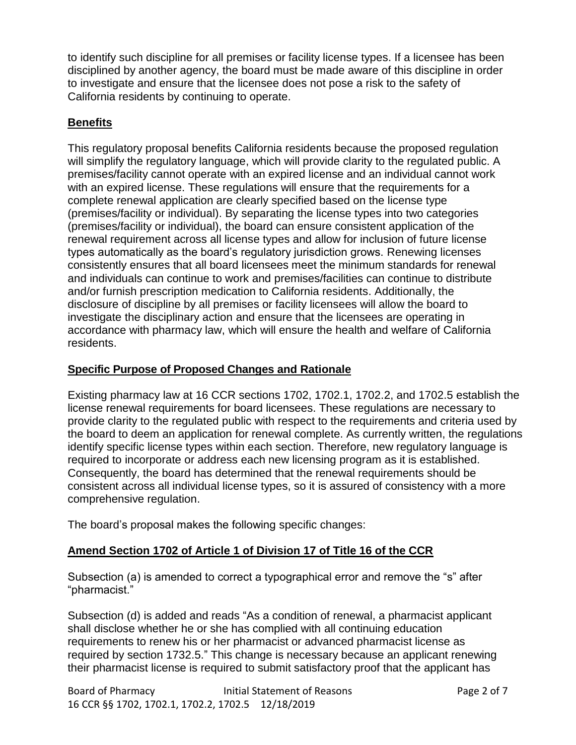to identify such discipline for all premises or facility license types. If a licensee has been disciplined by another agency, the board must be made aware of this discipline in order to investigate and ensure that the licensee does not pose a risk to the safety of California residents by continuing to operate.

## Benefits

This regulatory proposal benefits California residents because the proposed regulation will simplify the regulatory language, which will provide clarity to the regulated public. A premises/facility cannot operate with an expired license and an individual cannot work with an expired license. These regulations will ensure that the requirements for a complete renewal application are clearly specified based on the license type (premises/facility or individual). By separating the license types into two categories (premises/facility or individual), the board can ensure consistent application of the renewal requirement across all license types and allow for inclusion of future license types automatically as the board's regulatory jurisdiction grows. Renewing licenses consistently ensures that all board licensees meet the minimum standards for renewal and individuals can continue to work and premises/facilities can continue to distribute and/or furnish prescription medication to California residents. Additionally, the disclosure of discipline by all premises or facility licensees will allow the board to investigate the disciplinary action and ensure that the licensees are operating in accordance with pharmacy law, which will ensure the health and welfare of California residents.

## Specific Purpose of Proposed Changes and Rationale

Existing pharmacy law at 16 CCR sections 1702, 1702.1, 1702.2, and 1702.5 establish the license renewal requirements for board licensees. These regulations are necessary to provide clarity to the regulated public with respect to the requirements and criteria used by the board to deem an application for renewal complete. As currently written, the regulations identify specific license types within each section. Therefore, new regulatory language is required to incorporate or address each new licensing program as it is established. Consequently, the board has determined that the renewal requirements should be consistent across all individual license types, so it is assured of consistency with a more comprehensive regulation.

The board's proposal makes the following specific changes:

## Amend Section 1702 of Article 1 of Division 17 of Title 16 of the CCR

Subsection (a) is amended to correct a typographical error and remove the "s" after "pharmacist."

Subsection (d) is added and reads "As a condition of renewal, a pharmacist applicant shall disclose whether he or she has complied with all continuing education requirements to renew his or her pharmacist or advanced pharmacist license as required by section 1732.5." This change is necessary because an applicant renewing their pharmacist license is required to submit satisfactory proof that the applicant has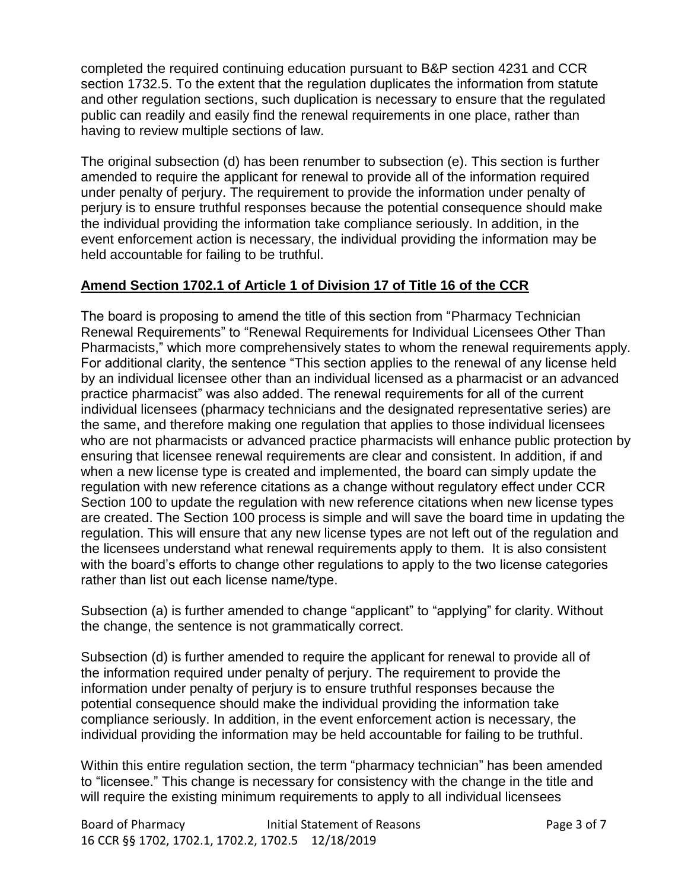completed the required continuing education pursuant to B&P section 4231 and CCR section 1732.5. To the extent that the regulation duplicates the information from statute and other regulation sections, such duplication is necessary to ensure that the regulated public can readily and easily find the renewal requirements in one place, rather than having to review multiple sections of law.

The original subsection (d) has been renumber to subsection (e). This section is further amended to require the applicant for renewal to provide all of the information required under penalty of perjury. The requirement to provide the information under penalty of perjury is to ensure truthful responses because the potential consequence should make the individual providing the information take compliance seriously. In addition, in the event enforcement action is necessary, the individual providing the information may be held accountable for failing to be truthful.

**Amend Section 1702.1 of Article 1 of Division 17 of Title 16 of the CCR**

The board is proposing to amend the title of this section from "Pharmacy Technician Renewal Requirements" to "Renewal Requirements for Individual Licensees Other Than Pharmacists," which more comprehensively states to whom the renewal requirements apply. For additional clarity, the sentence "This section applies to the renewal of any license held by an individual licensee other than an individual licensed as a pharmacist or an advanced practice pharmacist" was also added. The renewal requirements for all of the current individual licensees (pharmacy technicians and the designated representative series) are the same, and therefore making one regulation that applies to those individual licensees who are not pharmacists or advanced practice pharmacists will enhance public protection by ensuring that licensee renewal requirements are clear and consistent. In addition, if and when a new license type is created and implemented, the board can simply update the regulation with new reference citations as a change without regulatory effect under CCR Section 100 to update the regulation with new reference citations when new license types are created. The Section 100 process is simple and will save the board time in updating the regulation. This will ensure that any new license types are not left out of the regulation and the licensees understand what renewal requirements apply to them. It is also consistent with the board's efforts to change other regulations to apply to the two license categories rather than list out each license name/type.

Subsection (a) is further amended to change "applicant" to "applying" for clarity. Without the change, the sentence is not grammatically correct.

Subsection (d) is further amended to require the applicant for renewal to provide all of the information required under penalty of perjury. The requirement to provide the information under penalty of perjury is to ensure truthful responses because the potential consequence should make the individual providing the information take compliance seriously. In addition, in the event enforcement action is necessary, the individual providing the information may be held accountable for failing to be truthful.

Within this entire regulation section, the term "pharmacy technician" has been amended to "licensee." This change is necessary for consistency with the change in the title and will require the existing minimum requirements to apply to all individual licensees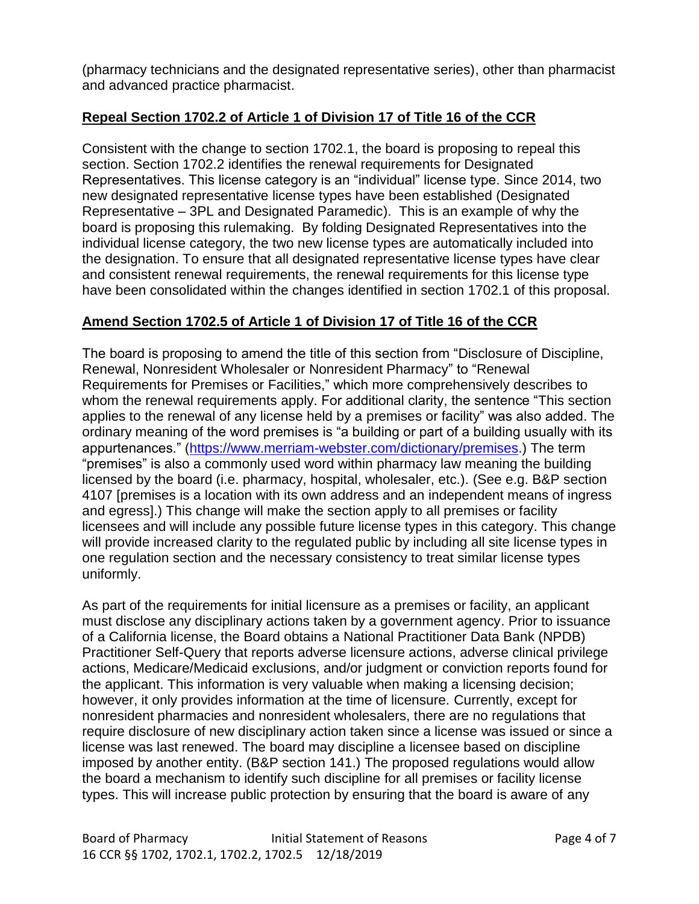(pharmacy technicians and the designated representative series), other than pharmacist and advanced practice pharmacist.

## Repeal Section 1702.2 of Article 1 of Division 17 of Title 16 of the CCR

Consistent with the change to section 1702.1, the board is proposing to repeal this section. Section 1702.2 identifies the renewal requirements for Designated Representatives. This license category is an "individual" license type. Since 2014, two new designated representative license types have been established (Designated Representative – 3PL and Designated Paramedic). This is an example of why the board is proposing this rulemaking. By folding Designated Representatives into the individual license category, the two new license types are automatically included into the designation. To ensure that all designated representative license types have clear and consistent renewal requirements, the renewal requirements for this license type have been consolidated within the changes identified in section 1702.1 of this proposal.

## Amend Section 1702.5 of Article 1 of Division 17 of Title 16 of the CCR

The board is proposing to amend the title of this section from "Disclosure of Discipline, Renewal, Nonresident Wholesaler or Nonresident Pharmacy" to "Renewal Requirements for Premises or Facilities," which more comprehensively describes to whom the renewal requirements apply. For additional clarity, the sentence "This section applies to the renewal of any license held by a premises or facility" was also added. The ordinary meaning of the word premises is "a building or part of a building usually with its appurtenances." (https://www.merriam-webster.com/dictionary/premises.) The term "premises" is also a commonly used word within pharmacy law meaning the building licensed by the board (i.e. pharmacy, hospital, wholesaler, etc.). (See e.g. B&P section 4107 [premises is a location with its own address and an independent means of ingress and egress].) This change will make the section apply to all premises or facility licensees and will include any possible future license types in this category. This change will provide increased clarity to the regulated public by including all site license types in one regulation section and the necessary consistency to treat similar license types uniformly.

As part of the requirements for initial licensure as a premises or facility, an applicant must disclose any disciplinary actions taken by a government agency. Prior to issuance of a California license, the Board obtains a National Practitioner Data Bank (NPDB) Practitioner Self-Query that reports adverse licensure actions, adverse clinical privilege actions, Medicare/Medicaid exclusions, and/or judgment or conviction reports found for the applicant. This information is very valuable when making a licensing decision; however, it only provides information at the time of licensure. Currently, except for nonresident pharmacies and nonresident wholesalers, there are no regulations that require disclosure of new disciplinary action taken since a license was issued or since a license was last renewed. The board may discipline a licensee based on discipline imposed by another entity. (B&P section 141.) The proposed regulations would allow the board a mechanism to identify such discipline for all premises or facility license types. This will increase public protection by ensuring that the board is aware of any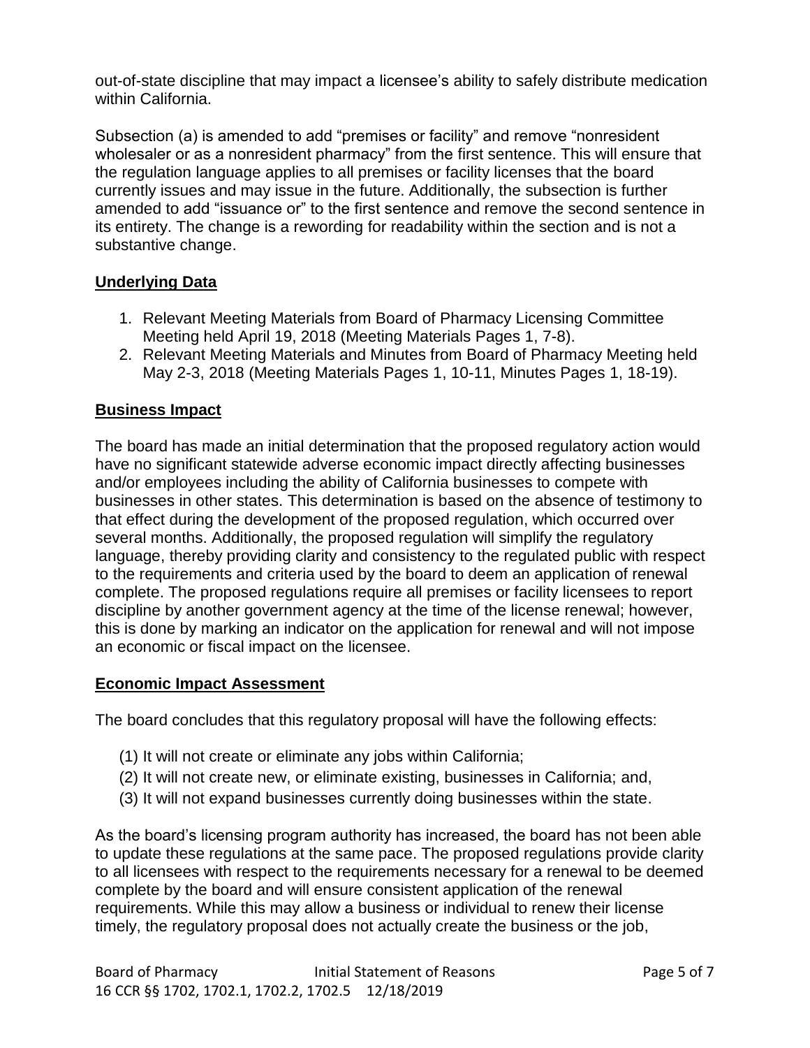out-of-state discipline that may impact a licensee's ability to safely distribute medication within California.

Subsection (a) is amended to add "premises or facility" and remove "nonresident wholesaler or as a nonresident pharmacy" from the first sentence. This will ensure that the regulation language applies to all premises or facility licenses that the board currently issues and may issue in the future. Additionally, the subsection is further amended to add "issuance or" to the first sentence and remove the second sentence in its entirety. The change is a rewording for readability within the section and is not a substantive change.

## Underlying Data

1. Relevant Meeting Materials from Board of Pharmacy Licensing Committee Meeting held April 19, 2018 (Meeting Materials Pages 1, 7-8).
2. Relevant Meeting Materials and Minutes from Board of Pharmacy Meeting held May 2-3, 2018 (Meeting Materials Pages 1, 10-11, Minutes Pages 1, 18-19).

## Business Impact

The board has made an initial determination that the proposed regulatory action would have no significant statewide adverse economic impact directly affecting businesses and/or employees including the ability of California businesses to compete with businesses in other states. This determination is based on the absence of testimony to that effect during the development of the proposed regulation, which occurred over several months. Additionally, the proposed regulation will simplify the regulatory language, thereby providing clarity and consistency to the regulated public with respect to the requirements and criteria used by the board to deem an application of renewal complete. The proposed regulations require all premises or facility licensees to report discipline by another government agency at the time of the license renewal; however, this is done by marking an indicator on the application for renewal and will not impose an economic or fiscal impact on the licensee.

## Economic Impact Assessment

The board concludes that this regulatory proposal will have the following effects:

(1) It will not create or eliminate any jobs within California;
(2) It will not create new, or eliminate existing, businesses in California; and,
(3) It will not expand businesses currently doing businesses within the state.

As the board's licensing program authority has increased, the board has not been able to update these regulations at the same pace. The proposed regulations provide clarity to all licensees with respect to the requirements necessary for a renewal to be deemed complete by the board and will ensure consistent application of the renewal requirements. While this may allow a business or individual to renew their license timely, the regulatory proposal does not actually create the business or the job,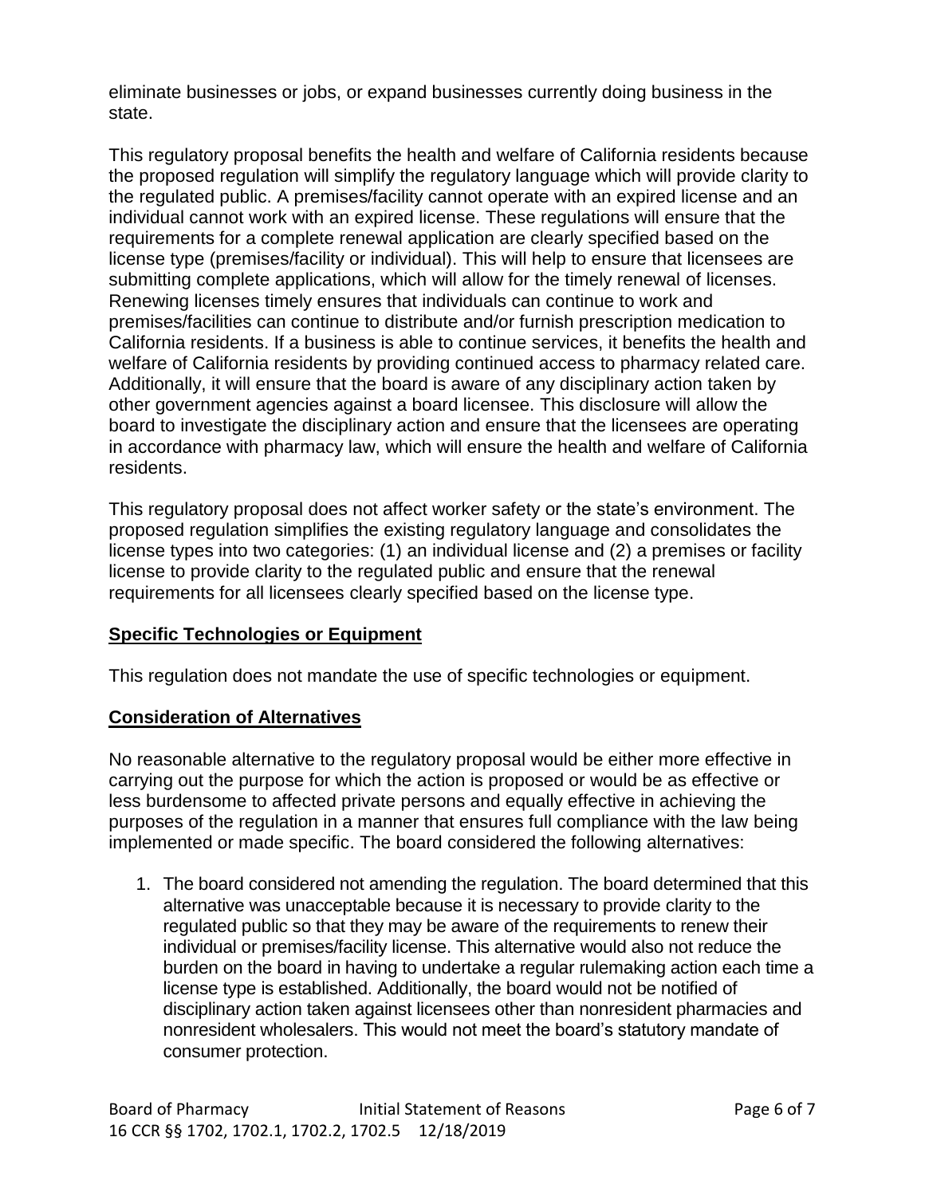eliminate businesses or jobs, or expand businesses currently doing business in the state.

This regulatory proposal benefits the health and welfare of California residents because the proposed regulation will simplify the regulatory language which will provide clarity to the regulated public. A premises/facility cannot operate with an expired license and an individual cannot work with an expired license. These regulations will ensure that the requirements for a complete renewal application are clearly specified based on the license type (premises/facility or individual). This will help to ensure that licensees are submitting complete applications, which will allow for the timely renewal of licenses. Renewing licenses timely ensures that individuals can continue to work and premises/facilities can continue to distribute and/or furnish prescription medication to California residents. If a business is able to continue services, it benefits the health and welfare of California residents by providing continued access to pharmacy related care. Additionally, it will ensure that the board is aware of any disciplinary action taken by other government agencies against a board licensee. This disclosure will allow the board to investigate the disciplinary action and ensure that the licensees are operating in accordance with pharmacy law, which will ensure the health and welfare of California residents.

This regulatory proposal does not affect worker safety or the state's environment. The proposed regulation simplifies the existing regulatory language and consolidates the license types into two categories: (1) an individual license and (2) a premises or facility license to provide clarity to the regulated public and ensure that the renewal requirements for all licensees clearly specified based on the license type.

## Specific Technologies or Equipment

This regulation does not mandate the use of specific technologies or equipment.

## Consideration of Alternatives

No reasonable alternative to the regulatory proposal would be either more effective in carrying out the purpose for which the action is proposed or would be as effective or less burdensome to affected private persons and equally effective in achieving the purposes of the regulation in a manner that ensures full compliance with the law being implemented or made specific. The board considered the following alternatives:

1. The board considered not amending the regulation. The board determined that this alternative was unacceptable because it is necessary to provide clarity to the regulated public so that they may be aware of the requirements to renew their individual or premises/facility license. This alternative would also not reduce the burden on the board in having to undertake a regular rulemaking action each time a license type is established. Additionally, the board would not be notified of disciplinary action taken against licensees other than nonresident pharmacies and nonresident wholesalers. This would not meet the board's statutory mandate of consumer protection.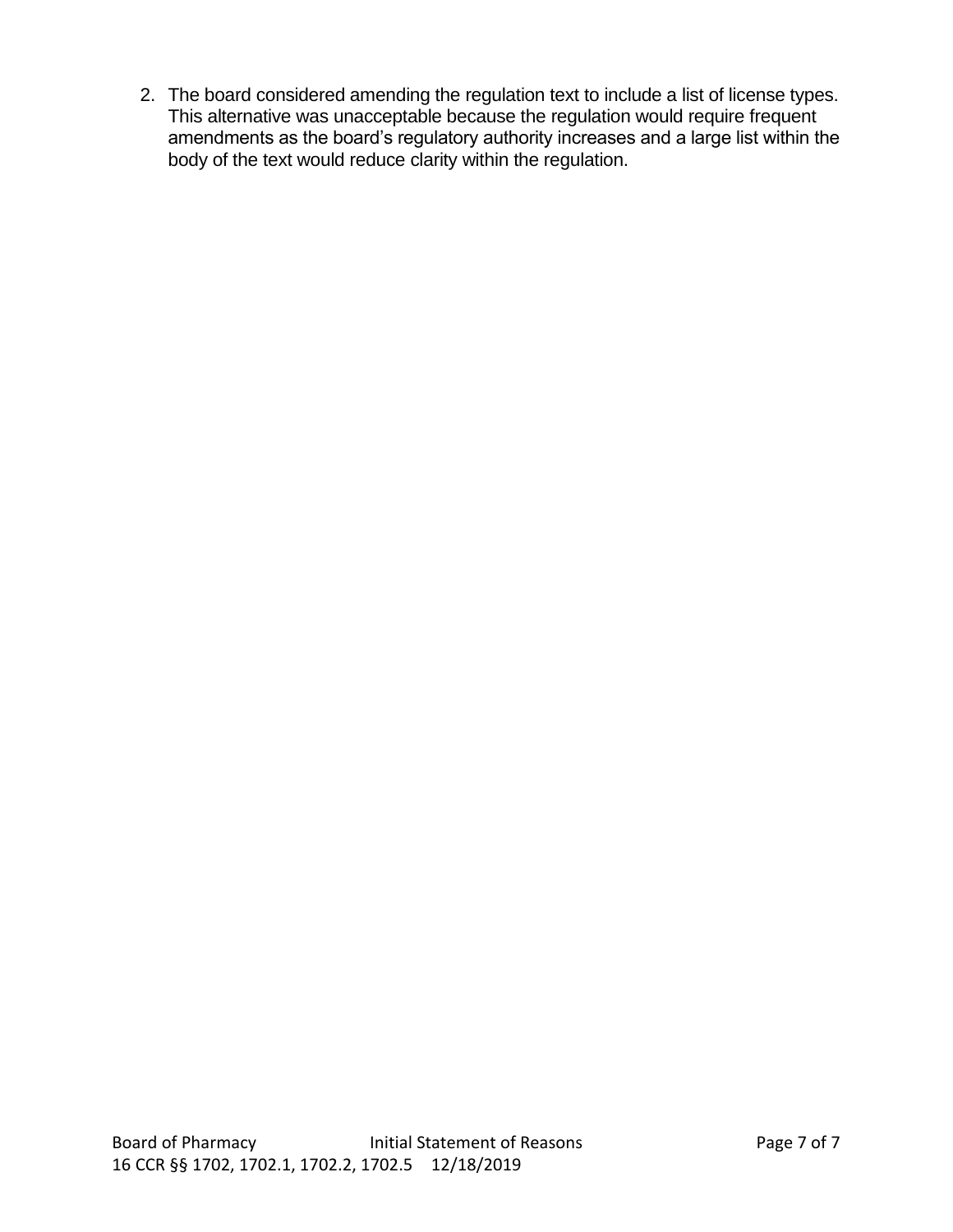2. The board considered amending the regulation text to include a list of license types. This alternative was unacceptable because the regulation would require frequent amendments as the board's regulatory authority increases and a large list within the body of the text would reduce clarity within the regulation.